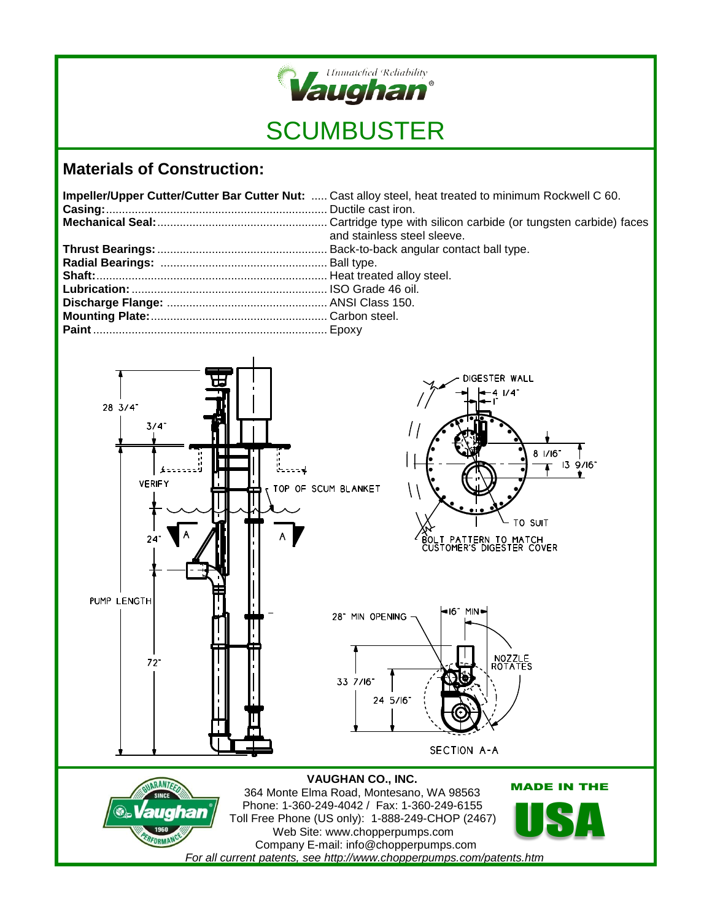*Unmatched Reliability*

**Vaughan®**

# SCUMBUSTER

## Materials of Construction:

| | |
|---|---|
| **Impeller/Upper Cutter/Cutter Bar Cutter Nut:** | Cast alloy steel, heat treated to minimum Rockwell C 60. |
| **Casing:** | Ductile cast iron. |
| **Mechanical Seal:** | Cartridge type with silicon carbide (or tungsten carbide) faces and stainless steel sleeve. |
| **Thrust Bearings:** | Back-to-back angular contact ball type. |
| **Radial Bearings:** | Ball type. |
| **Shaft:** | Heat treated alloy steel. |
| **Lubrication:** | ISO Grade 46 oil. |
| **Discharge Flange:** | ANSI Class 150. |
| **Mounting Plate:** | Carbon steel. |
| **Paint** | Epoxy |

28 3/4"
3/4"
VERIFY
TOP OF SCUM BLANKET
24"
A
A
PUMP LENGTH
72"

DIGESTER WALL
4 1/4"
1"
8 1/16"
13 9/16"
TO SUIT
BOLT PATTERN TO MATCH CUSTOMER'S DIGESTER COVER

28" MIN OPENING
16" MIN
NOZZLE ROTATES
33 7/16"
24 5/16"
SECTION A-A

**VAUGHAN CO., INC.**
364 Monte Elma Road, Montesano, WA 98563
Phone: 1-360-249-4042 / Fax: 1-360-249-6155
Toll Free Phone (US only): 1-888-249-CHOP (2467)
Web Site: www.chopperpumps.com
Company E-mail: info@chopperpumps.com

*For all current patents, see http://www.chopperpumps.com/patents.htm*

GUARANTEED PERFORMANCE SINCE 1960 Vaughan®

MADE IN THE USA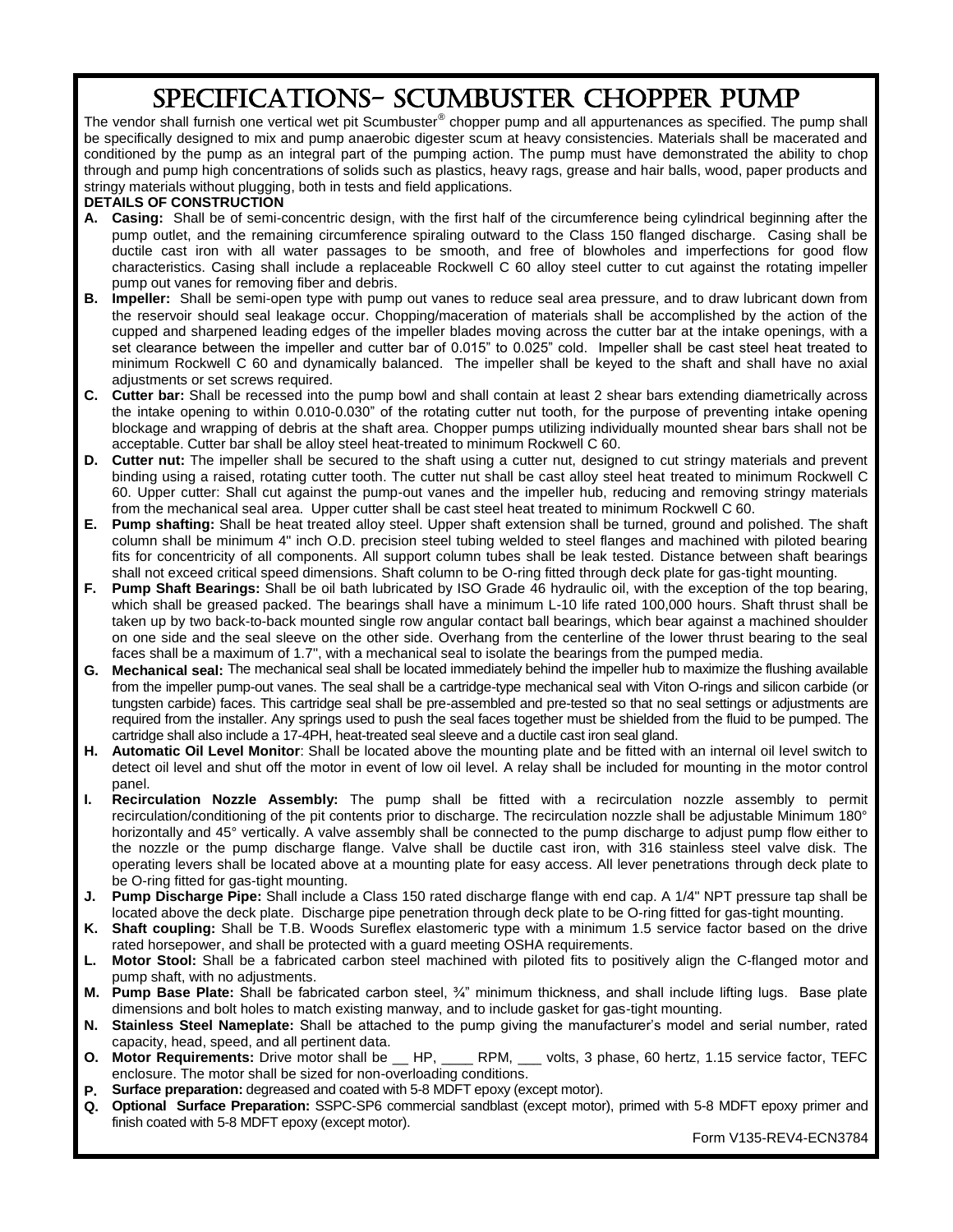# SPECIFICATIONS- SCUMBUSTER CHOPPER PUMP

The vendor shall furnish one vertical wet pit Scumbuster® chopper pump and all appurtenances as specified. The pump shall be specifically designed to mix and pump anaerobic digester scum at heavy consistencies. Materials shall be macerated and conditioned by the pump as an integral part of the pumping action. The pump must have demonstrated the ability to chop through and pump high concentrations of solids such as plastics, heavy rags, grease and hair balls, wood, paper products and stringy materials without plugging, both in tests and field applications.

**DETAILS OF CONSTRUCTION**

**A. Casing:** Shall be of semi-concentric design, with the first half of the circumference being cylindrical beginning after the pump outlet, and the remaining circumference spiraling outward to the Class 150 flanged discharge. Casing shall be ductile cast iron with all water passages to be smooth, and free of blowholes and imperfections for good flow characteristics. Casing shall include a replaceable Rockwell C 60 alloy steel cutter to cut against the rotating impeller pump out vanes for removing fiber and debris.

**B. Impeller:** Shall be semi-open type with pump out vanes to reduce seal area pressure, and to draw lubricant down from the reservoir should seal leakage occur. Chopping/maceration of materials shall be accomplished by the action of the cupped and sharpened leading edges of the impeller blades moving across the cutter bar at the intake openings, with a set clearance between the impeller and cutter bar of 0.015" to 0.025" cold. Impeller shall be cast steel heat treated to minimum Rockwell C 60 and dynamically balanced. The impeller shall be keyed to the shaft and shall have no axial adjustments or set screws required.

**C. Cutter bar:** Shall be recessed into the pump bowl and shall contain at least 2 shear bars extending diametrically across the intake opening to within 0.010-0.030" of the rotating cutter nut tooth, for the purpose of preventing intake opening blockage and wrapping of debris at the shaft area. Chopper pumps utilizing individually mounted shear bars shall not be acceptable. Cutter bar shall be alloy steel heat-treated to minimum Rockwell C 60.

**D. Cutter nut:** The impeller shall be secured to the shaft using a cutter nut, designed to cut stringy materials and prevent binding using a raised, rotating cutter tooth. The cutter nut shall be cast alloy steel heat treated to minimum Rockwell C 60. Upper cutter: Shall cut against the pump-out vanes and the impeller hub, reducing and removing stringy materials from the mechanical seal area. Upper cutter shall be cast steel heat treated to minimum Rockwell C 60.

**E. Pump shafting:** Shall be heat treated alloy steel. Upper shaft extension shall be turned, ground and polished. The shaft column shall be minimum 4" inch O.D. precision steel tubing welded to steel flanges and machined with piloted bearing fits for concentricity of all components. All support column tubes shall be leak tested. Distance between shaft bearings shall not exceed critical speed dimensions. Shaft column to be O-ring fitted through deck plate for gas-tight mounting.

**F. Pump Shaft Bearings:** Shall be oil bath lubricated by ISO Grade 46 hydraulic oil, with the exception of the top bearing, which shall be greased packed. The bearings shall have a minimum L-10 life rated 100,000 hours. Shaft thrust shall be taken up by two back-to-back mounted single row angular contact ball bearings, which bear against a machined shoulder on one side and the seal sleeve on the other side. Overhang from the centerline of the lower thrust bearing to the seal faces shall be a maximum of 1.7", with a mechanical seal to isolate the bearings from the pumped media.

**G. Mechanical seal:** The mechanical seal shall be located immediately behind the impeller hub to maximize the flushing available from the impeller pump-out vanes. The seal shall be a cartridge-type mechanical seal with Viton O-rings and silicon carbide (or tungsten carbide) faces. This cartridge seal shall be pre-assembled and pre-tested so that no seal settings or adjustments are required from the installer. Any springs used to push the seal faces together must be shielded from the fluid to be pumped. The cartridge shall also include a 17-4PH, heat-treated seal sleeve and a ductile cast iron seal gland.

**H. Automatic Oil Level Monitor**: Shall be located above the mounting plate and be fitted with an internal oil level switch to detect oil level and shut off the motor in event of low oil level. A relay shall be included for mounting in the motor control panel.

**I. Recirculation Nozzle Assembly:** The pump shall be fitted with a recirculation nozzle assembly to permit recirculation/conditioning of the pit contents prior to discharge. The recirculation nozzle shall be adjustable Minimum 180° horizontally and 45° vertically. A valve assembly shall be connected to the pump discharge to adjust pump flow either to the nozzle or the pump discharge flange. Valve shall be ductile cast iron, with 316 stainless steel valve disk. The operating levers shall be located above at a mounting plate for easy access. All lever penetrations through deck plate to be O-ring fitted for gas-tight mounting.

**J. Pump Discharge Pipe:** Shall include a Class 150 rated discharge flange with end cap. A 1/4" NPT pressure tap shall be located above the deck plate. Discharge pipe penetration through deck plate to be O-ring fitted for gas-tight mounting.

**K. Shaft coupling:** Shall be T.B. Woods Sureflex elastomeric type with a minimum 1.5 service factor based on the drive rated horsepower, and shall be protected with a guard meeting OSHA requirements.

**L. Motor Stool:** Shall be a fabricated carbon steel machined with piloted fits to positively align the C-flanged motor and pump shaft, with no adjustments.

**M. Pump Base Plate:** Shall be fabricated carbon steel, ¾" minimum thickness, and shall include lifting lugs. Base plate dimensions and bolt holes to match existing manway, and to include gasket for gas-tight mounting.

**N. Stainless Steel Nameplate:** Shall be attached to the pump giving the manufacturer's model and serial number, rated capacity, head, speed, and all pertinent data.

**O. Motor Requirements:** Drive motor shall be __ HP, ____ RPM, ___ volts, 3 phase, 60 hertz, 1.15 service factor, TEFC enclosure. The motor shall be sized for non-overloading conditions.

**P. Surface preparation:** degreased and coated with 5-8 MDFT epoxy (except motor).

**Q. Optional Surface Preparation:** SSPC-SP6 commercial sandblast (except motor), primed with 5-8 MDFT epoxy primer and finish coated with 5-8 MDFT epoxy (except motor).

Form V135-REV4-ECN3784